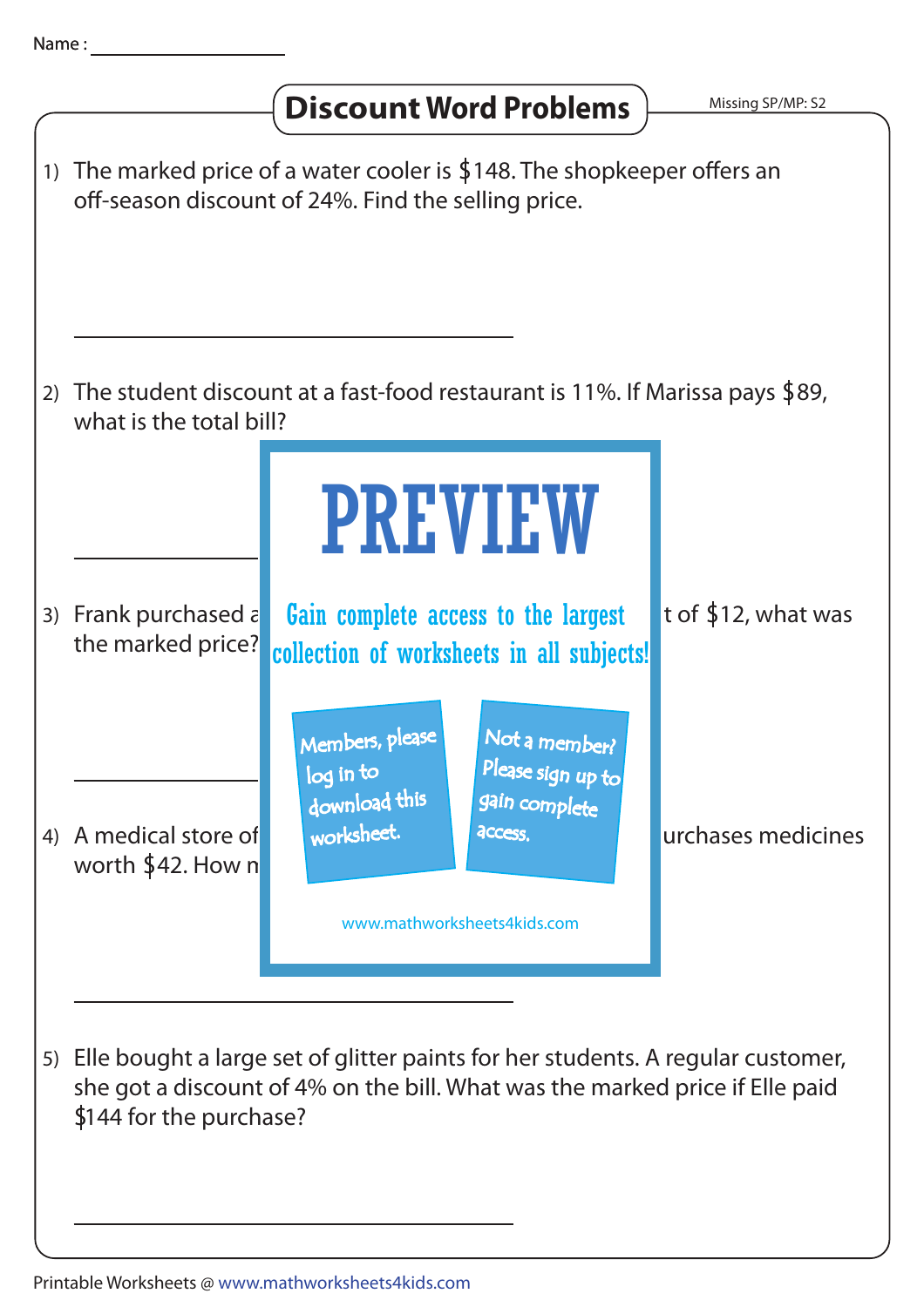Name :

# Discount Word Problems

Missing SP/MP: S2

1) The marked price of a water cooler is $148. The shopkeeper offers an off-season discount of 24%. Find the selling price.

2) The student discount at a fast-food restaurant is 11%. If Marissa pays $89, what is the total bill?

PREVIEW

Gain complete access to the largest collection of worksheets in all subjects!

Members, please log in to download this worksheet.

Not a member? Please sign up to gain complete access.

www.mathworksheets4kids.com

3) Frank purchased a ... t of $12, what was the marked price?

4) A medical store of ... urchases medicines worth $42. How m...

5) Elle bought a large set of glitter paints for her students. A regular customer, she got a discount of 4% on the bill. What was the marked price if Elle paid $144 for the purchase?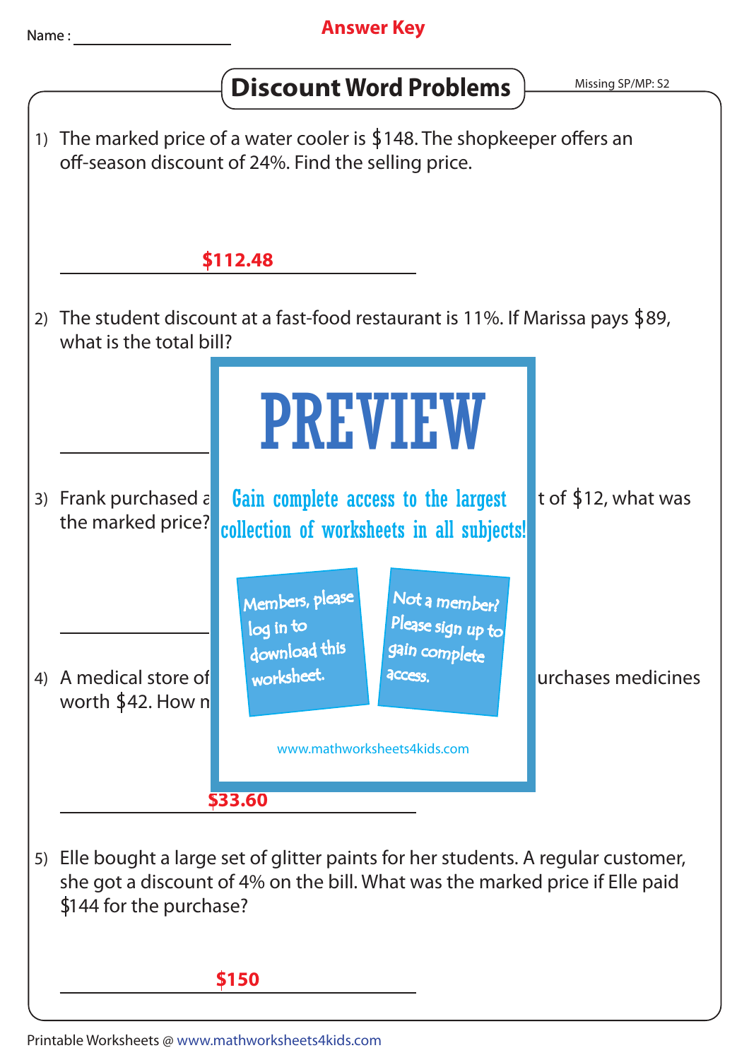Name :

**Answer Key**

# Discount Word Problems

Missing SP/MP: S2

1) The marked price of a water cooler is $148. The shopkeeper offers an off-season discount of 24%. Find the selling price.

**$112.48**

2) The student discount at a fast-food restaurant is 11%. If Marissa pays $89, what is the total bill?

PREVIEW

Gain complete access to the largest collection of worksheets in all subjects!

Members, please log in to download this worksheet.

Not a member? Please sign up to gain complete access.

www.mathworksheets4kids.com

3) Frank purchased a ... t of $12, what was the marked price?

4) A medical store of ... urchases medicines worth $42. How m...

**$33.60**

5) Elle bought a large set of glitter paints for her students. A regular customer, she got a discount of 4% on the bill. What was the marked price if Elle paid $144 for the purchase?

**$150**